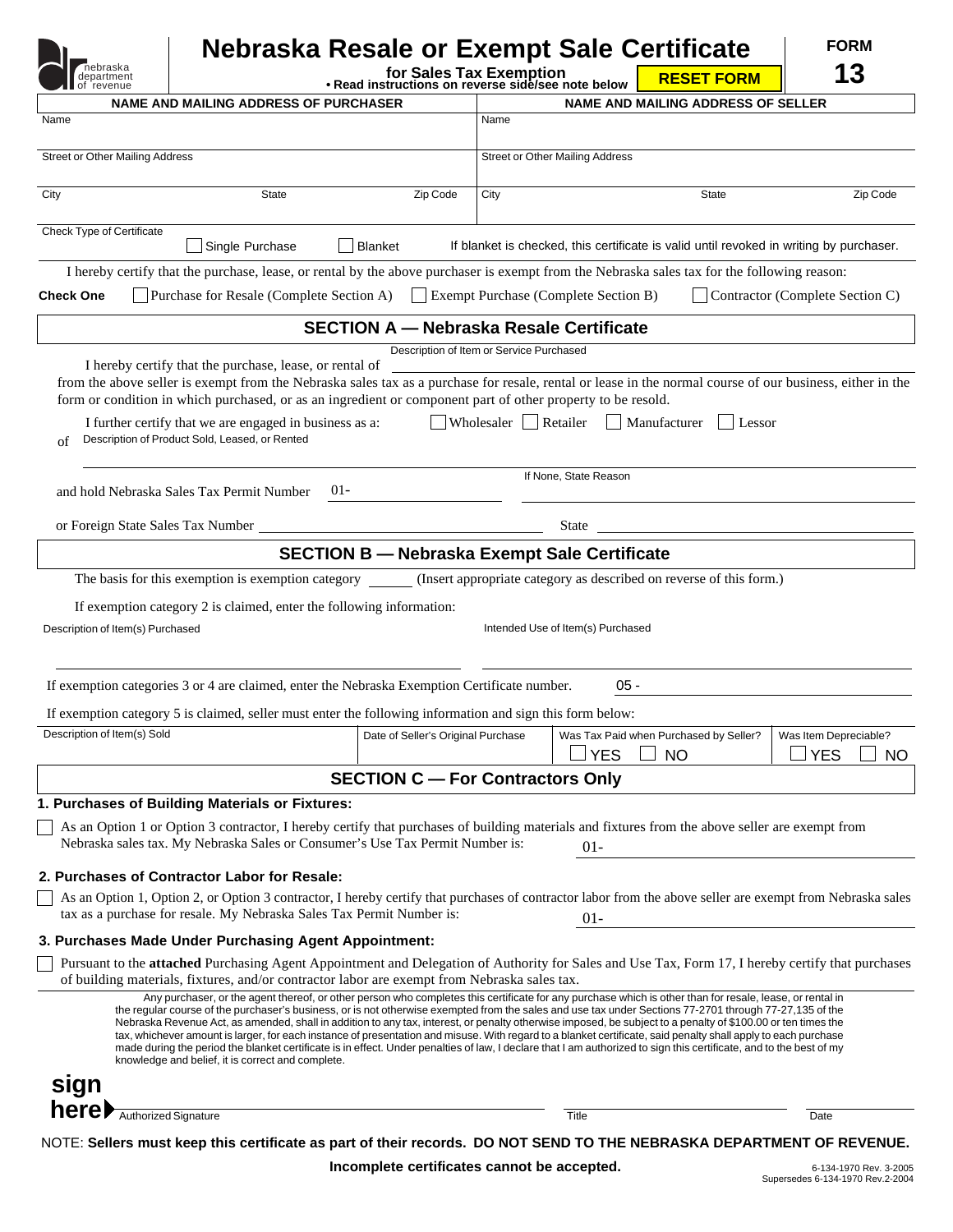nebraska department of revenue

# Nebraska Resale or Exempt Sale Certificate

**for Sales Tax Exemption**

**• Read instructions on reverse side/see note below**

**RESET FORM**

**FORM 13**

| **NAME AND MAILING ADDRESS OF PURCHASER** | | | **NAME AND MAILING ADDRESS OF SELLER** | | |
|---|---|---|---|---|---|
| Name | | | Name | | |
| Street or Other Mailing Address | | | Street or Other Mailing Address | | |
| City | State | Zip Code | City | State | Zip Code |

Check Type of Certificate ☐ Single Purchase ☐ Blanket If blanket is checked, this certificate is valid until revoked in writing by purchaser.

I hereby certify that the purchase, lease, or rental by the above purchaser is exempt from the Nebraska sales tax for the following reason:

**Check One** ☐ Purchase for Resale (Complete Section A) ☐ Exempt Purchase (Complete Section B) ☐ Contractor (Complete Section C)

## SECTION A — Nebraska Resale Certificate

I hereby certify that the purchase, lease, or rental of _______________ (Description of Item or Service Purchased)

from the above seller is exempt from the Nebraska sales tax as a purchase for resale, rental or lease in the normal course of our business, either in the form or condition in which purchased, or as an ingredient or component part of other property to be resold.

I further certify that we are engaged in business as a: ☐ Wholesaler ☐ Retailer ☐ Manufacturer ☐ Lessor

of _______________ (Description of Product Sold, Leased, or Rented)

and hold Nebraska Sales Tax Permit Number 01- _______________ If None, State Reason _______________

or Foreign State Sales Tax Number _______________ State _______________

## SECTION B — Nebraska Exempt Sale Certificate

The basis for this exemption is exemption category ______ (Insert appropriate category as described on reverse of this form.)

If exemption category 2 is claimed, enter the following information:

| Description of Item(s) Purchased | Intended Use of Item(s) Purchased |
|---|---|
| | |

If exemption categories 3 or 4 are claimed, enter the Nebraska Exemption Certificate number. 05 - _______________

If exemption category 5 is claimed, seller must enter the following information and sign this form below:

| Description of Item(s) Sold | Date of Seller's Original Purchase | Was Tax Paid when Purchased by Seller? | Was Item Depreciable? |
|---|---|---|---|
| | | ☐ YES ☐ NO | ☐ YES ☐ NO |

## SECTION C — For Contractors Only

**1. Purchases of Building Materials or Fixtures:**

☐ As an Option 1 or Option 3 contractor, I hereby certify that purchases of building materials and fixtures from the above seller are exempt from Nebraska sales tax. My Nebraska Sales or Consumer's Use Tax Permit Number is: 01- _______________

**2. Purchases of Contractor Labor for Resale:**

☐ As an Option 1, Option 2, or Option 3 contractor, I hereby certify that purchases of contractor labor from the above seller are exempt from Nebraska sales tax as a purchase for resale. My Nebraska Sales Tax Permit Number is: 01- _______________

**3. Purchases Made Under Purchasing Agent Appointment:**

☐ Pursuant to the **attached** Purchasing Agent Appointment and Delegation of Authority for Sales and Use Tax, Form 17, I hereby certify that purchases of building materials, fixtures, and/or contractor labor are exempt from Nebraska sales tax.

Any purchaser, or the agent thereof, or other person who completes this certificate for any purchase which is other than for resale, lease, or rental in the regular course of the purchaser's business, or is not otherwise exempted from the sales and use tax under Sections 77-2701 through 77-27,135 of the Nebraska Revenue Act, as amended, shall in addition to any tax, interest, or penalty otherwise imposed, be subject to a penalty of $100.00 or ten times the tax, whichever amount is larger, for each instance of presentation and misuse. With regard to a blanket certificate, said penalty shall apply to each purchase made during the period the blanket certificate is in effect. Under penalties of law, I declare that I am authorized to sign this certificate, and to the best of my knowledge and belief, it is correct and complete.

**sign here** ▶ _______________ Authorized Signature _______________ Title _______________ Date

NOTE: **Sellers must keep this certificate as part of their records. DO NOT SEND TO THE NEBRASKA DEPARTMENT OF REVENUE.**

**Incomplete certificates cannot be accepted.**

6-134-1970 Rev. 3-2005
Supersedes 6-134-1970 Rev.2-2004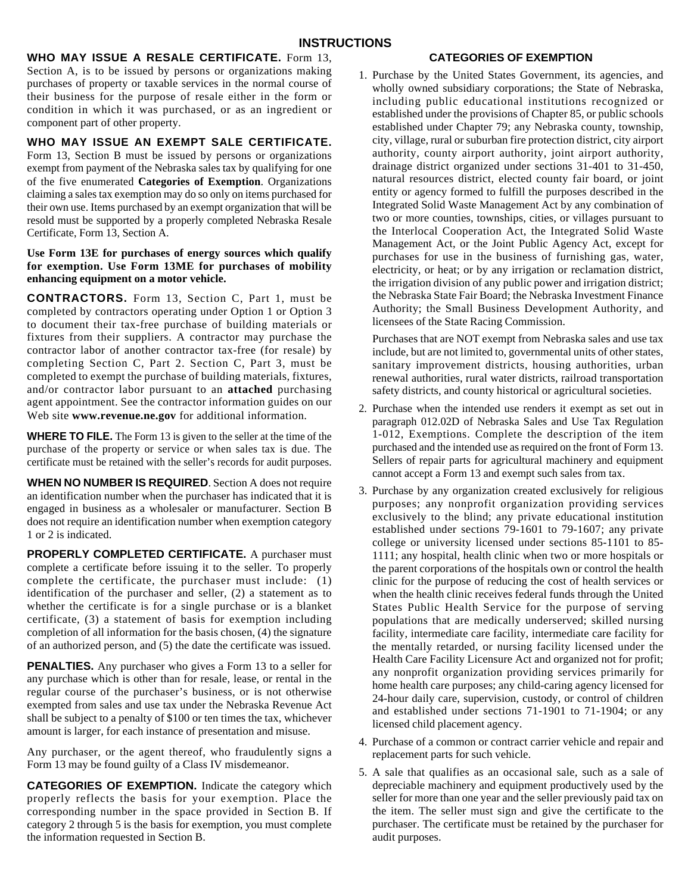# INSTRUCTIONS

**WHO MAY ISSUE A RESALE CERTIFICATE.** Form 13, Section A, is to be issued by persons or organizations making purchases of property or taxable services in the normal course of their business for the purpose of resale either in the form or condition in which it was purchased, or as an ingredient or component part of other property.

**WHO MAY ISSUE AN EXEMPT SALE CERTIFICATE.** Form 13, Section B must be issued by persons or organizations exempt from payment of the Nebraska sales tax by qualifying for one of the five enumerated **Categories of Exemption**. Organizations claiming a sales tax exemption may do so only on items purchased for their own use. Items purchased by an exempt organization that will be resold must be supported by a properly completed Nebraska Resale Certificate, Form 13, Section A.

**Use Form 13E for purchases of energy sources which qualify for exemption. Use Form 13ME for purchases of mobility enhancing equipment on a motor vehicle.**

**CONTRACTORS.** Form 13, Section C, Part 1, must be completed by contractors operating under Option 1 or Option 3 to document their tax-free purchase of building materials or fixtures from their suppliers. A contractor may purchase the contractor labor of another contractor tax-free (for resale) by completing Section C, Part 2. Section C, Part 3, must be completed to exempt the purchase of building materials, fixtures, and/or contractor labor pursuant to an **attached** purchasing agent appointment. See the contractor information guides on our Web site **www.revenue.ne.gov** for additional information.

**WHERE TO FILE.** The Form 13 is given to the seller at the time of the purchase of the property or service or when sales tax is due. The certificate must be retained with the seller's records for audit purposes.

**WHEN NO NUMBER IS REQUIRED**. Section A does not require an identification number when the purchaser has indicated that it is engaged in business as a wholesaler or manufacturer. Section B does not require an identification number when exemption category 1 or 2 is indicated.

**PROPERLY COMPLETED CERTIFICATE.** A purchaser must complete a certificate before issuing it to the seller. To properly complete the certificate, the purchaser must include: (1) identification of the purchaser and seller, (2) a statement as to whether the certificate is for a single purchase or is a blanket certificate, (3) a statement of basis for exemption including completion of all information for the basis chosen, (4) the signature of an authorized person, and (5) the date the certificate was issued.

**PENALTIES.** Any purchaser who gives a Form 13 to a seller for any purchase which is other than for resale, lease, or rental in the regular course of the purchaser's business, or is not otherwise exempted from sales and use tax under the Nebraska Revenue Act shall be subject to a penalty of $100 or ten times the tax, whichever amount is larger, for each instance of presentation and misuse.

Any purchaser, or the agent thereof, who fraudulently signs a Form 13 may be found guilty of a Class IV misdemeanor.

**CATEGORIES OF EXEMPTION.** Indicate the category which properly reflects the basis for your exemption. Place the corresponding number in the space provided in Section B. If category 2 through 5 is the basis for exemption, you must complete the information requested in Section B.

## CATEGORIES OF EXEMPTION

1. Purchase by the United States Government, its agencies, and wholly owned subsidiary corporations; the State of Nebraska, including public educational institutions recognized or established under the provisions of Chapter 85, or public schools established under Chapter 79; any Nebraska county, township, city, village, rural or suburban fire protection district, city airport authority, county airport authority, joint airport authority, drainage district organized under sections 31-401 to 31-450, natural resources district, elected county fair board, or joint entity or agency formed to fulfill the purposes described in the Integrated Solid Waste Management Act by any combination of two or more counties, townships, cities, or villages pursuant to the Interlocal Cooperation Act, the Integrated Solid Waste Management Act, or the Joint Public Agency Act, except for purchases for use in the business of furnishing gas, water, electricity, or heat; or by any irrigation or reclamation district, the irrigation division of any public power and irrigation district; the Nebraska State Fair Board; the Nebraska Investment Finance Authority; the Small Business Development Authority, and licensees of the State Racing Commission.

   Purchases that are NOT exempt from Nebraska sales and use tax include, but are not limited to, governmental units of other states, sanitary improvement districts, housing authorities, urban renewal authorities, rural water districts, railroad transportation safety districts, and county historical or agricultural societies.

2. Purchase when the intended use renders it exempt as set out in paragraph 012.02D of Nebraska Sales and Use Tax Regulation 1-012, Exemptions. Complete the description of the item purchased and the intended use as required on the front of Form 13. Sellers of repair parts for agricultural machinery and equipment cannot accept a Form 13 and exempt such sales from tax.

3. Purchase by any organization created exclusively for religious purposes; any nonprofit organization providing services exclusively to the blind; any private educational institution established under sections 79-1601 to 79-1607; any private college or university licensed under sections 85-1101 to 85-1111; any hospital, health clinic when two or more hospitals or the parent corporations of the hospitals own or control the health clinic for the purpose of reducing the cost of health services or when the health clinic receives federal funds through the United States Public Health Service for the purpose of serving populations that are medically underserved; skilled nursing facility, intermediate care facility, intermediate care facility for the mentally retarded, or nursing facility licensed under the Health Care Facility Licensure Act and organized not for profit; any nonprofit organization providing services primarily for home health care purposes; any child-caring agency licensed for 24-hour daily care, supervision, custody, or control of children and established under sections 71-1901 to 71-1904; or any licensed child placement agency.

4. Purchase of a common or contract carrier vehicle and repair and replacement parts for such vehicle.

5. A sale that qualifies as an occasional sale, such as a sale of depreciable machinery and equipment productively used by the seller for more than one year and the seller previously paid tax on the item. The seller must sign and give the certificate to the purchaser. The certificate must be retained by the purchaser for audit purposes.